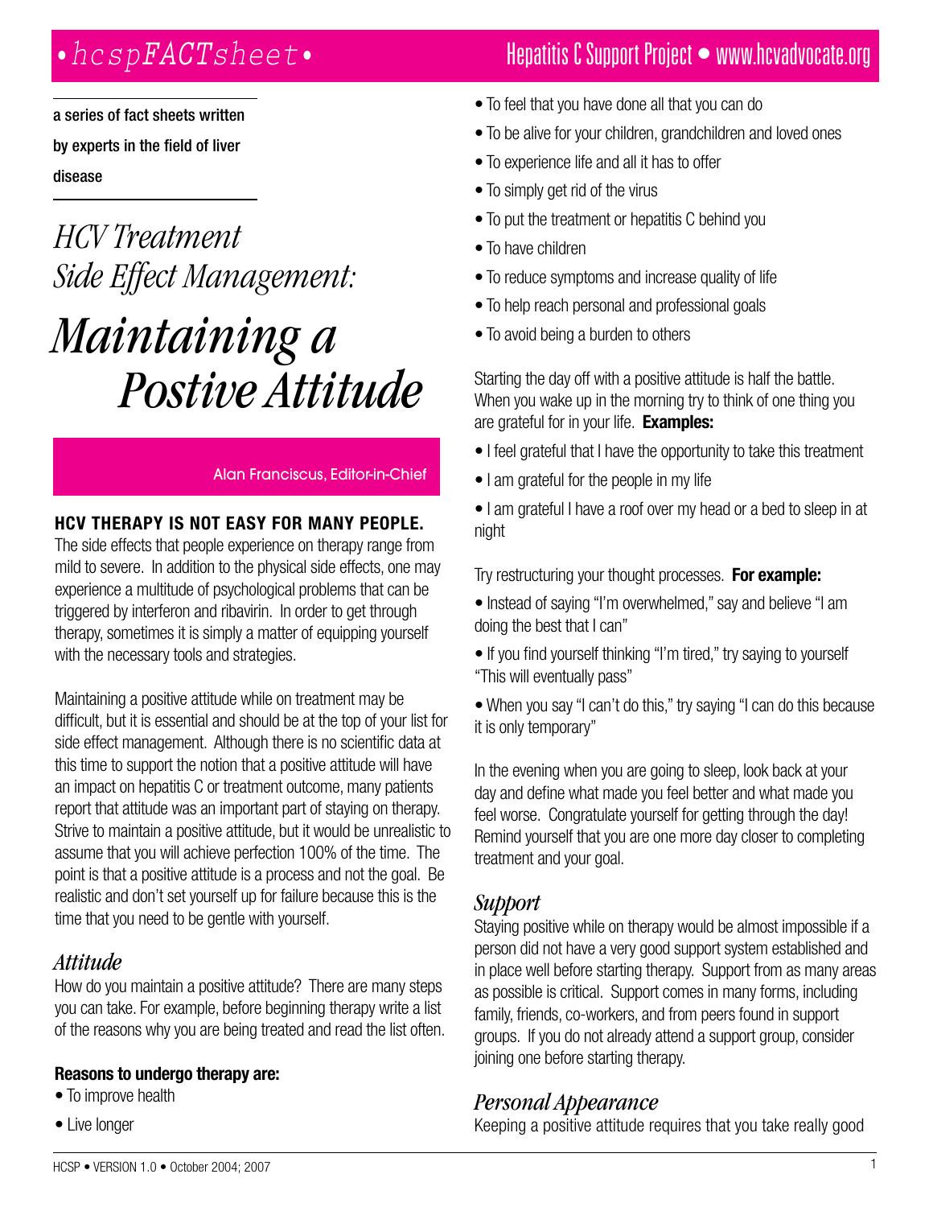•hcspFACTsheet•

Hepatitis C Support Project • www.hcvadvocate.org

a series of fact sheets written by experts in the field of liver disease

# *HCV Treatment Side Effect Management: Maintaining a Postive Attitude*

Alan Franciscus, Editor-in-Chief

**HCV THERAPY IS NOT EASY FOR MANY PEOPLE.** The side effects that people experience on therapy range from mild to severe. In addition to the physical side effects, one may experience a multitude of psychological problems that can be triggered by interferon and ribavirin. In order to get through therapy, sometimes it is simply a matter of equipping yourself with the necessary tools and strategies.

Maintaining a positive attitude while on treatment may be difficult, but it is essential and should be at the top of your list for side effect management. Although there is no scientific data at this time to support the notion that a positive attitude will have an impact on hepatitis C or treatment outcome, many patients report that attitude was an important part of staying on therapy. Strive to maintain a positive attitude, but it would be unrealistic to assume that you will achieve perfection 100% of the time. The point is that a positive attitude is a process and not the goal. Be realistic and don't set yourself up for failure because this is the time that you need to be gentle with yourself.

## *Attitude*

How do you maintain a positive attitude? There are many steps you can take. For example, before beginning therapy write a list of the reasons why you are being treated and read the list often.

**Reasons to undergo therapy are:**

- To improve health
- Live longer
- To feel that you have done all that you can do
- To be alive for your children, grandchildren and loved ones
- To experience life and all it has to offer
- To simply get rid of the virus
- To put the treatment or hepatitis C behind you
- To have children
- To reduce symptoms and increase quality of life
- To help reach personal and professional goals
- To avoid being a burden to others

Starting the day off with a positive attitude is half the battle. When you wake up in the morning try to think of one thing you are grateful for in your life. **Examples:**

- I feel grateful that I have the opportunity to take this treatment
- I am grateful for the people in my life
- I am grateful I have a roof over my head or a bed to sleep in at night

Try restructuring your thought processes. **For example:**

- Instead of saying "I'm overwhelmed," say and believe "I am doing the best that I can"
- If you find yourself thinking "I'm tired," try saying to yourself "This will eventually pass"
- When you say "I can't do this," try saying "I can do this because it is only temporary"

In the evening when you are going to sleep, look back at your day and define what made you feel better and what made you feel worse. Congratulate yourself for getting through the day! Remind yourself that you are one more day closer to completing treatment and your goal.

## *Support*

Staying positive while on therapy would be almost impossible if a person did not have a very good support system established and in place well before starting therapy. Support from as many areas as possible is critical. Support comes in many forms, including family, friends, co-workers, and from peers found in support groups. If you do not already attend a support group, consider joining one before starting therapy.

## *Personal Appearance*

Keeping a positive attitude requires that you take really good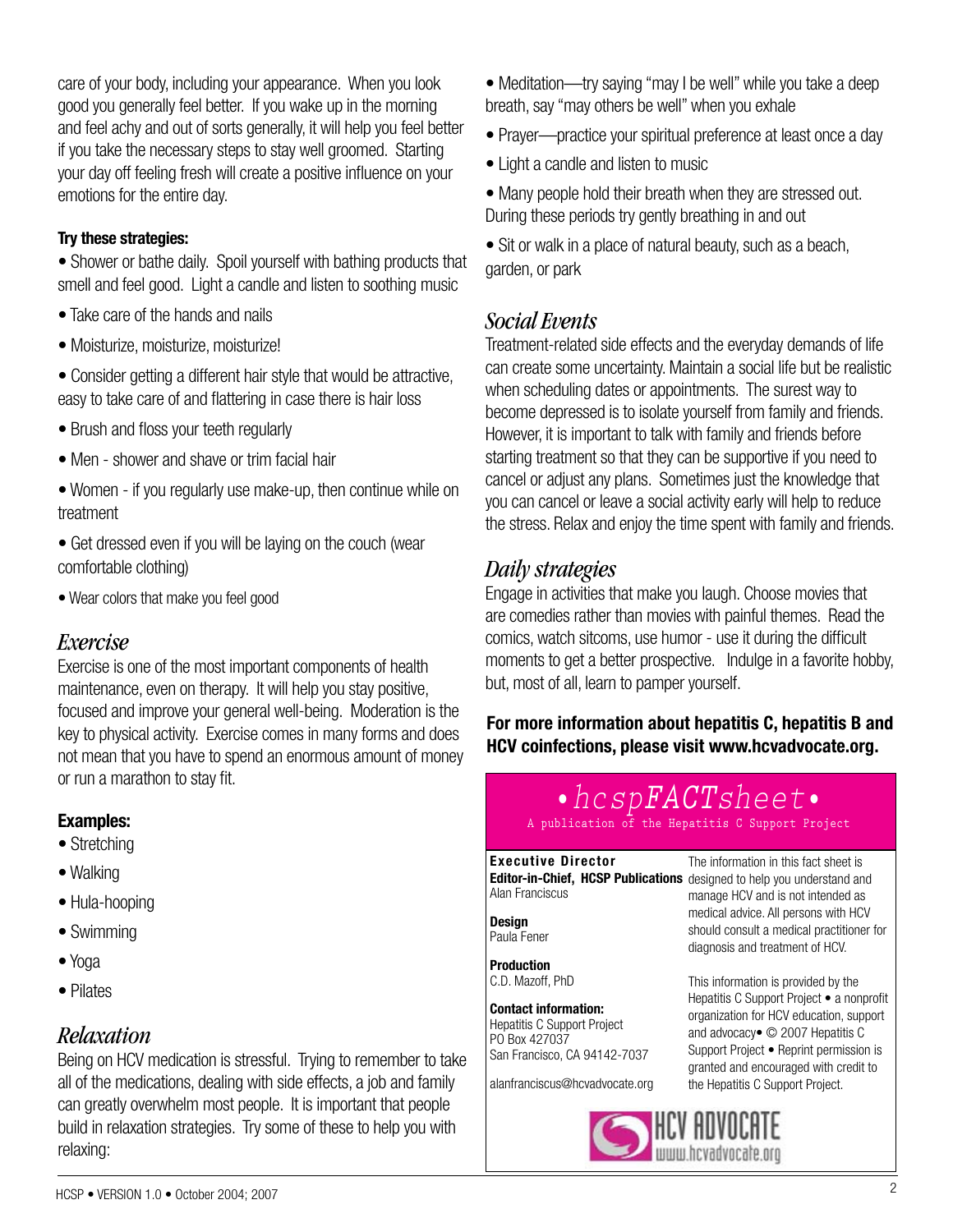care of your body, including your appearance. When you look good you generally feel better. If you wake up in the morning and feel achy and out of sorts generally, it will help you feel better if you take the necessary steps to stay well groomed. Starting your day off feeling fresh will create a positive influence on your emotions for the entire day.

**Try these strategies:**

- Shower or bathe daily. Spoil yourself with bathing products that smell and feel good. Light a candle and listen to soothing music
- Take care of the hands and nails
- Moisturize, moisturize, moisturize!
- Consider getting a different hair style that would be attractive, easy to take care of and flattering in case there is hair loss
- Brush and floss your teeth regularly
- Men - shower and shave or trim facial hair
- Women - if you regularly use make-up, then continue while on treatment
- Get dressed even if you will be laying on the couch (wear comfortable clothing)
- Wear colors that make you feel good

## *Exercise*

Exercise is one of the most important components of health maintenance, even on therapy. It will help you stay positive, focused and improve your general well-being. Moderation is the key to physical activity. Exercise comes in many forms and does not mean that you have to spend an enormous amount of money or run a marathon to stay fit.

**Examples:**

- Stretching
- Walking
- Hula-hooping
- Swimming
- Yoga
- Pilates

## *Relaxation*

Being on HCV medication is stressful. Trying to remember to take all of the medications, dealing with side effects, a job and family can greatly overwhelm most people. It is important that people build in relaxation strategies. Try some of these to help you with relaxing:

- Meditation—try saying "may I be well" while you take a deep breath, say "may others be well" when you exhale
- Prayer—practice your spiritual preference at least once a day
- Light a candle and listen to music
- Many people hold their breath when they are stressed out. During these periods try gently breathing in and out
- Sit or walk in a place of natural beauty, such as a beach, garden, or park

## *Social Events*

Treatment-related side effects and the everyday demands of life can create some uncertainty. Maintain a social life but be realistic when scheduling dates or appointments. The surest way to become depressed is to isolate yourself from family and friends. However, it is important to talk with family and friends before starting treatment so that they can be supportive if you need to cancel or adjust any plans. Sometimes just the knowledge that you can cancel or leave a social activity early will help to reduce the stress. Relax and enjoy the time spent with family and friends.

## *Daily strategies*

Engage in activities that make you laugh. Choose movies that are comedies rather than movies with painful themes. Read the comics, watch sitcoms, use humor - use it during the difficult moments to get a better prospective. Indulge in a favorite hobby, but, most of all, learn to pamper yourself.

**For more information about hepatitis C, hepatitis B and HCV coinfections, please visit www.hcvadvocate.org.**

---

**•hcspFACTsheet•**
A publication of the Hepatitis C Support Project

**Executive Director**
**Editor-in-Chief, HCSP Publications**
Alan Franciscus

**Design**
Paula Fener

**Production**
C.D. Mazoff, PhD

**Contact information:**
Hepatitis C Support Project
PO Box 427037
San Francisco, CA 94142-7037

alanfranciscus@hcvadvocate.org

The information in this fact sheet is designed to help you understand and manage HCV and is not intended as medical advice. All persons with HCV should consult a medical practitioner for diagnosis and treatment of HCV.

This information is provided by the Hepatitis C Support Project • a nonprofit organization for HCV education, support and advocacy• © 2007 Hepatitis C Support Project • Reprint permission is granted and encouraged with credit to the Hepatitis C Support Project.

HCV ADVOCATE
www.hcvadvocate.org